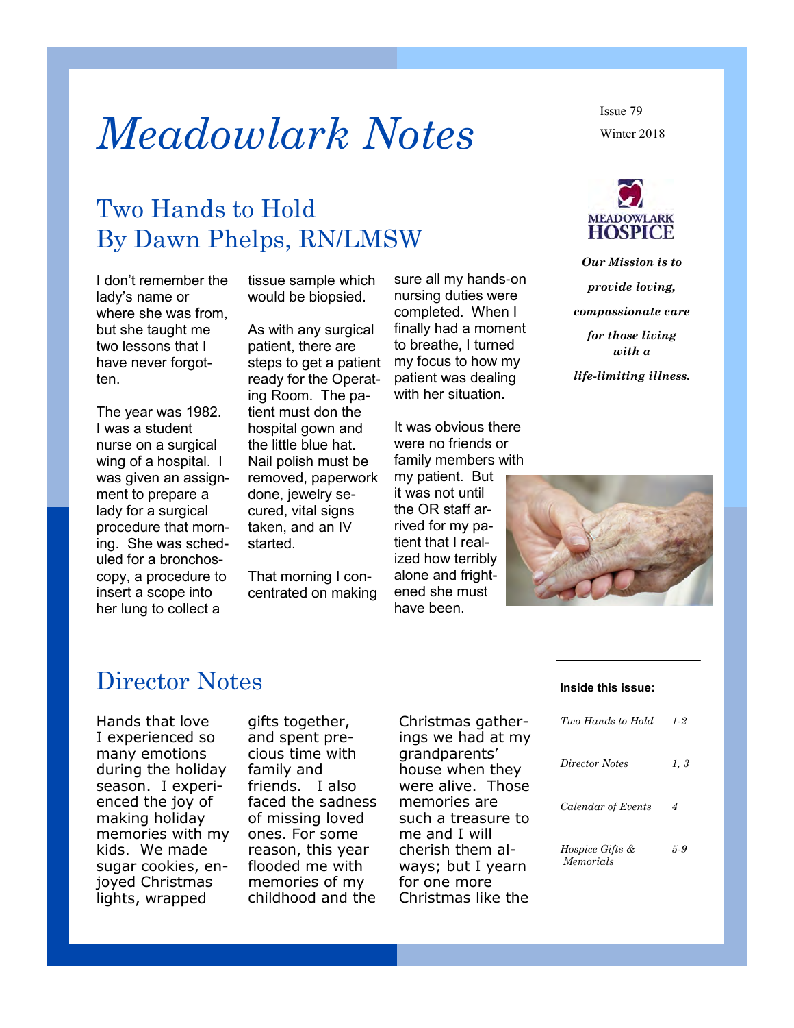# Meadowlark Notes

Issue 79

Winter 2018

MEADOWLARK HOSPICE

***Our Mission is to provide loving, compassionate care for those living with a life-limiting illness.***

## Two Hands to Hold
## By Dawn Phelps, RN/LMSW

I don't remember the lady's name or where she was from, but she taught me two lessons that I have never forgotten.

The year was 1982. I was a student nurse on a surgical wing of a hospital. I was given an assignment to prepare a lady for a surgical procedure that morning. She was scheduled for a bronchoscopy, a procedure to insert a scope into her lung to collect a tissue sample which would be biopsied.

As with any surgical patient, there are steps to get a patient ready for the Operating Room. The patient must don the hospital gown and the little blue hat. Nail polish must be removed, paperwork done, jewelry secured, vital signs taken, and an IV started.

That morning I concentrated on making sure all my hands-on nursing duties were completed. When I finally had a moment to breathe, I turned my focus to how my patient was dealing with her situation.

It was obvious there were no friends or family members with my patient. But it was not until the OR staff arrived for my patient that I realized how terribly alone and frightened she must have been.

## Director Notes

Hands that love

I experienced so many emotions during the holiday season. I experienced the joy of making holiday memories with my kids. We made sugar cookies, enjoyed Christmas lights, wrapped gifts together, and spent precious time with family and friends. I also faced the sadness of missing loved ones. For some reason, this year flooded me with memories of my childhood and the Christmas gatherings we had at my grandparents' house when they were alive. Those memories are such a treasure to me and I will cherish them always; but I yearn for one more Christmas like the

**Inside this issue:**

| | |
|---|---|
| *Two Hands to Hold* | *1-2* |
| *Director Notes* | *1, 3* |
| *Calendar of Events* | *4* |
| *Hospice Gifts & Memorials* | *5-9* |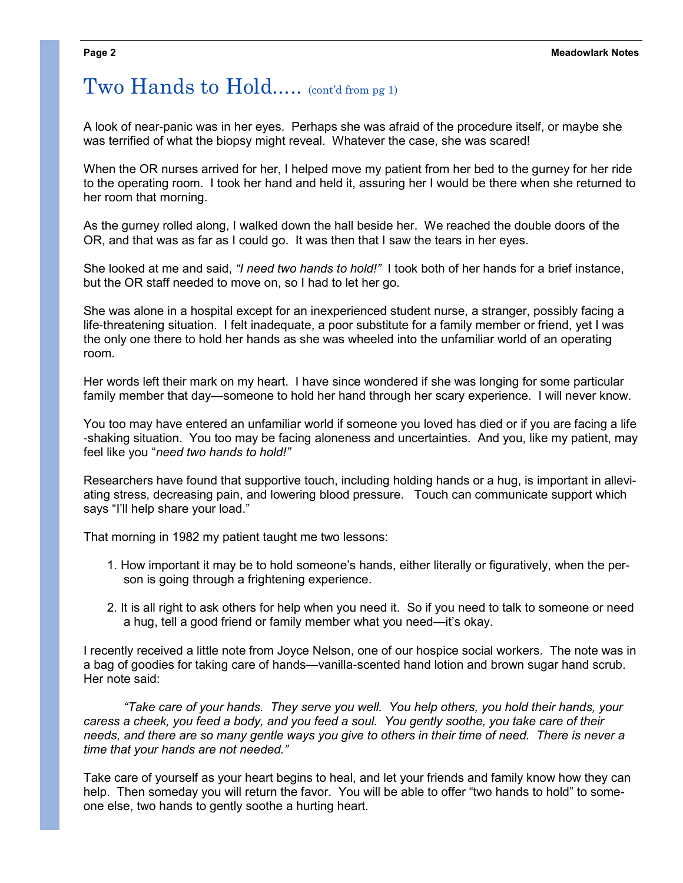# Two Hands to Hold..... (cont'd from pg 1)

A look of near-panic was in her eyes. Perhaps she was afraid of the procedure itself, or maybe she was terrified of what the biopsy might reveal. Whatever the case, she was scared!

When the OR nurses arrived for her, I helped move my patient from her bed to the gurney for her ride to the operating room. I took her hand and held it, assuring her I would be there when she returned to her room that morning.

As the gurney rolled along, I walked down the hall beside her. We reached the double doors of the OR, and that was as far as I could go. It was then that I saw the tears in her eyes.

She looked at me and said, *"I need two hands to hold!"* I took both of her hands for a brief instance, but the OR staff needed to move on, so I had to let her go.

She was alone in a hospital except for an inexperienced student nurse, a stranger, possibly facing a life-threatening situation. I felt inadequate, a poor substitute for a family member or friend, yet I was the only one there to hold her hands as she was wheeled into the unfamiliar world of an operating room.

Her words left their mark on my heart. I have since wondered if she was longing for some particular family member that day—someone to hold her hand through her scary experience. I will never know.

You too may have entered an unfamiliar world if someone you loved has died or if you are facing a life-shaking situation. You too may be facing aloneness and uncertainties. And you, like my patient, may feel like you "*need two hands to hold!"*

Researchers have found that supportive touch, including holding hands or a hug, is important in alleviating stress, decreasing pain, and lowering blood pressure. Touch can communicate support which says "I'll help share your load."

That morning in 1982 my patient taught me two lessons:

1. How important it may be to hold someone's hands, either literally or figuratively, when the person is going through a frightening experience.
2. It is all right to ask others for help when you need it. So if you need to talk to someone or need a hug, tell a good friend or family member what you need—it's okay.

I recently received a little note from Joyce Nelson, one of our hospice social workers. The note was in a bag of goodies for taking care of hands—vanilla-scented hand lotion and brown sugar hand scrub. Her note said:

> *"Take care of your hands. They serve you well. You help others, you hold their hands, your caress a cheek, you feed a body, and you feed a soul. You gently soothe, you take care of their needs, and there are so many gentle ways you give to others in their time of need. There is never a time that your hands are not needed."*

Take care of yourself as your heart begins to heal, and let your friends and family know how they can help. Then someday you will return the favor. You will be able to offer "two hands to hold" to someone else, two hands to gently soothe a hurting heart.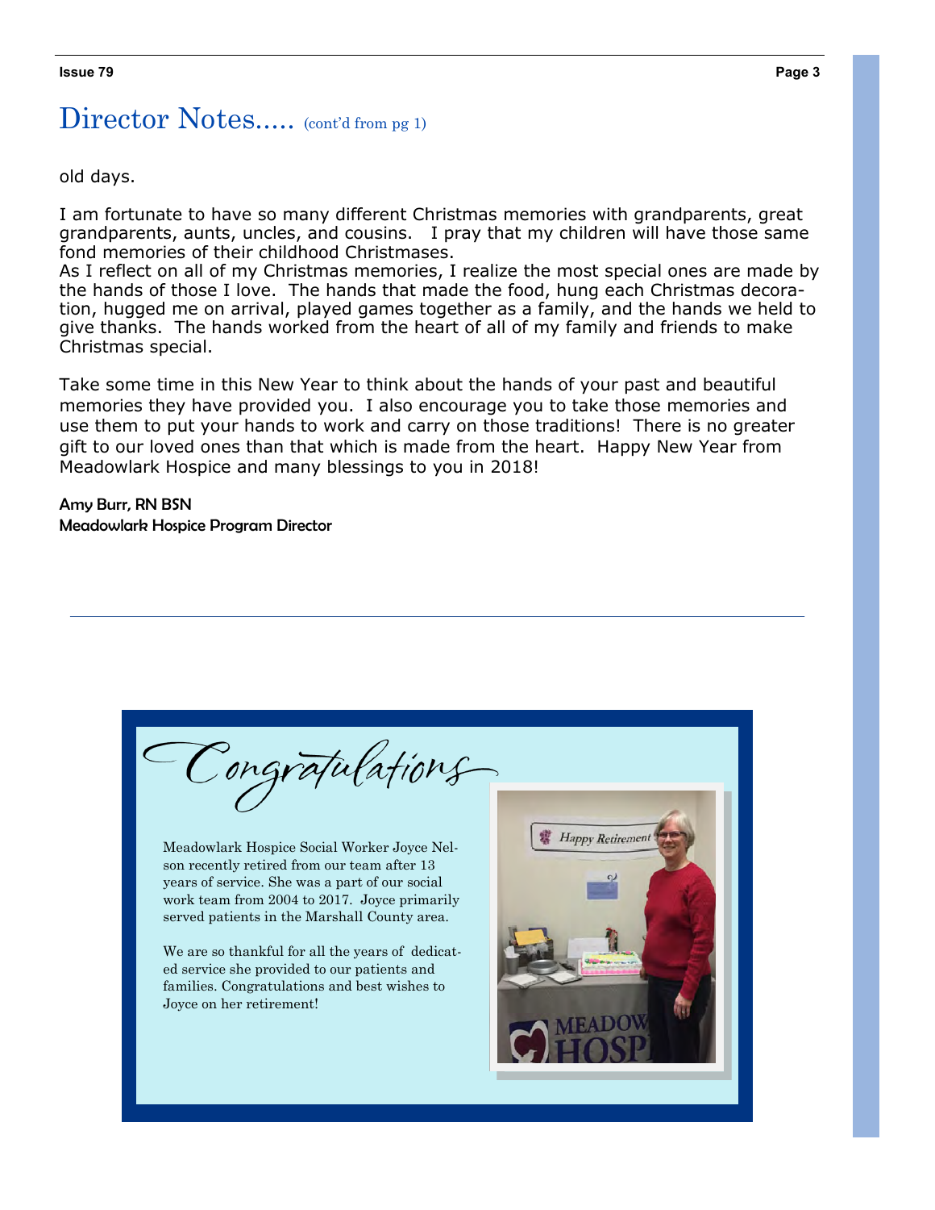## Director Notes..... (cont'd from pg 1)

old days.

I am fortunate to have so many different Christmas memories with grandparents, great grandparents, aunts, uncles, and cousins. I pray that my children will have those same fond memories of their childhood Christmases.
As I reflect on all of my Christmas memories, I realize the most special ones are made by the hands of those I love. The hands that made the food, hung each Christmas decoration, hugged me on arrival, played games together as a family, and the hands we held to give thanks. The hands worked from the heart of all of my family and friends to make Christmas special.

Take some time in this New Year to think about the hands of your past and beautiful memories they have provided you. I also encourage you to take those memories and use them to put your hands to work and carry on those traditions! There is no greater gift to our loved ones than that which is made from the heart. Happy New Year from Meadowlark Hospice and many blessings to you in 2018!

**Amy Burr, RN BSN**
**Meadowlark Hospice Program Director**

---

# *Congratulations*

Meadowlark Hospice Social Worker Joyce Nelson recently retired from our team after 13 years of service. She was a part of our social work team from 2004 to 2017. Joyce primarily served patients in the Marshall County area.

We are so thankful for all the years of dedicated service she provided to our patients and families. Congratulations and best wishes to Joyce on her retirement!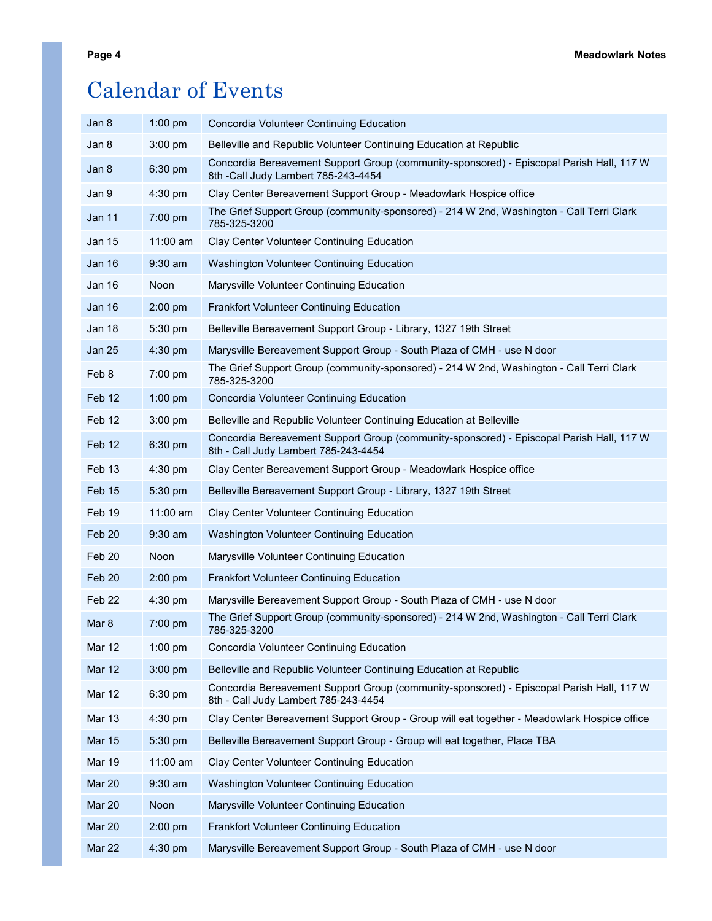# Calendar of Events

| Date | Time | Event |
|---|---|---|
| Jan 8 | 1:00 pm | Concordia Volunteer Continuing Education |
| Jan 8 | 3:00 pm | Belleville and Republic Volunteer Continuing Education at Republic |
| Jan 8 | 6:30 pm | Concordia Bereavement Support Group (community-sponsored) - Episcopal Parish Hall, 117 W 8th -Call Judy Lambert 785-243-4454 |
| Jan 9 | 4:30 pm | Clay Center Bereavement Support Group - Meadowlark Hospice office |
| Jan 11 | 7:00 pm | The Grief Support Group (community-sponsored) - 214 W 2nd, Washington - Call Terri Clark 785-325-3200 |
| Jan 15 | 11:00 am | Clay Center Volunteer Continuing Education |
| Jan 16 | 9:30 am | Washington Volunteer Continuing Education |
| Jan 16 | Noon | Marysville Volunteer Continuing Education |
| Jan 16 | 2:00 pm | Frankfort Volunteer Continuing Education |
| Jan 18 | 5:30 pm | Belleville Bereavement Support Group - Library, 1327 19th Street |
| Jan 25 | 4:30 pm | Marysville Bereavement Support Group - South Plaza of CMH - use N door |
| Feb 8 | 7:00 pm | The Grief Support Group (community-sponsored) - 214 W 2nd, Washington - Call Terri Clark 785-325-3200 |
| Feb 12 | 1:00 pm | Concordia Volunteer Continuing Education |
| Feb 12 | 3:00 pm | Belleville and Republic Volunteer Continuing Education at Belleville |
| Feb 12 | 6:30 pm | Concordia Bereavement Support Group (community-sponsored) - Episcopal Parish Hall, 117 W 8th - Call Judy Lambert 785-243-4454 |
| Feb 13 | 4:30 pm | Clay Center Bereavement Support Group - Meadowlark Hospice office |
| Feb 15 | 5:30 pm | Belleville Bereavement Support Group - Library, 1327 19th Street |
| Feb 19 | 11:00 am | Clay Center Volunteer Continuing Education |
| Feb 20 | 9:30 am | Washington Volunteer Continuing Education |
| Feb 20 | Noon | Marysville Volunteer Continuing Education |
| Feb 20 | 2:00 pm | Frankfort Volunteer Continuing Education |
| Feb 22 | 4:30 pm | Marysville Bereavement Support Group - South Plaza of CMH - use N door |
| Mar 8 | 7:00 pm | The Grief Support Group (community-sponsored) - 214 W 2nd, Washington - Call Terri Clark 785-325-3200 |
| Mar 12 | 1:00 pm | Concordia Volunteer Continuing Education |
| Mar 12 | 3:00 pm | Belleville and Republic Volunteer Continuing Education at Republic |
| Mar 12 | 6:30 pm | Concordia Bereavement Support Group (community-sponsored) - Episcopal Parish Hall, 117 W 8th - Call Judy Lambert 785-243-4454 |
| Mar 13 | 4:30 pm | Clay Center Bereavement Support Group - Group will eat together - Meadowlark Hospice office |
| Mar 15 | 5:30 pm | Belleville Bereavement Support Group - Group will eat together, Place TBA |
| Mar 19 | 11:00 am | Clay Center Volunteer Continuing Education |
| Mar 20 | 9:30 am | Washington Volunteer Continuing Education |
| Mar 20 | Noon | Marysville Volunteer Continuing Education |
| Mar 20 | 2:00 pm | Frankfort Volunteer Continuing Education |
| Mar 22 | 4:30 pm | Marysville Bereavement Support Group - South Plaza of CMH - use N door |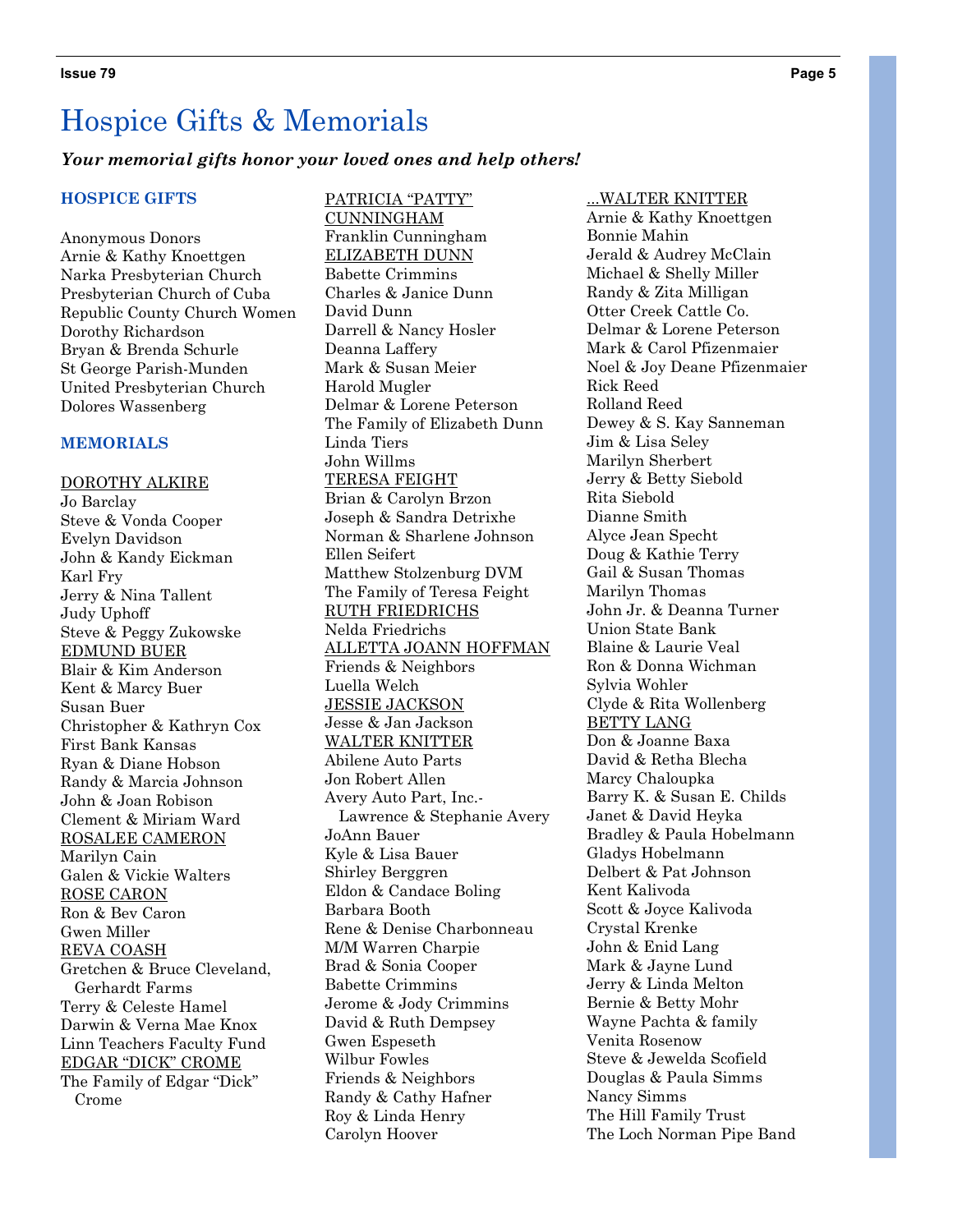# Hospice Gifts & Memorials

***Your memorial gifts honor your loved ones and help others!***

### HOSPICE GIFTS

Anonymous Donors
Arnie & Kathy Knoettgen
Narka Presbyterian Church
Presbyterian Church of Cuba
Republic County Church Women
Dorothy Richardson
Bryan & Brenda Schurle
St George Parish-Munden
United Presbyterian Church
Dolores Wassenberg

### MEMORIALS

DOROTHY ALKIRE
Jo Barclay
Steve & Vonda Cooper
Evelyn Davidson
John & Kandy Eickman
Karl Fry
Jerry & Nina Tallent
Judy Uphoff
Steve & Peggy Zukowske

EDMUND BUER
Blair & Kim Anderson
Kent & Marcy Buer
Susan Buer
Christopher & Kathryn Cox
First Bank Kansas
Ryan & Diane Hobson
Randy & Marcia Johnson
John & Joan Robison
Clement & Miriam Ward

ROSALEE CAMERON
Marilyn Cain
Galen & Vickie Walters

ROSE CARON
Ron & Bev Caron
Gwen Miller

REVA COASH
Gretchen & Bruce Cleveland, Gerhardt Farms
Terry & Celeste Hamel
Darwin & Verna Mae Knox
Linn Teachers Faculty Fund

EDGAR "DICK" CROME
The Family of Edgar "Dick" Crome

PATRICIA "PATTY" CUNNINGHAM
Franklin Cunningham

ELIZABETH DUNN
Babette Crimmins
Charles & Janice Dunn
David Dunn
Darrell & Nancy Hosler
Deanna Laffery
Mark & Susan Meier
Harold Mugler
Delmar & Lorene Peterson
The Family of Elizabeth Dunn
Linda Tiers
John Willms

TERESA FEIGHT
Brian & Carolyn Brzon
Joseph & Sandra Detrixhe
Norman & Sharlene Johnson
Ellen Seifert
Matthew Stolzenburg DVM
The Family of Teresa Feight

RUTH FRIEDRICHS
Nelda Friedrichs

ALLETTA JOANN HOFFMAN
Friends & Neighbors
Luella Welch

JESSIE JACKSON
Jesse & Jan Jackson

WALTER KNITTER
Abilene Auto Parts
Jon Robert Allen
Avery Auto Part, Inc.- Lawrence & Stephanie Avery
JoAnn Bauer
Kyle & Lisa Bauer
Shirley Berggren
Eldon & Candace Boling
Barbara Booth
Rene & Denise Charbonneau
M/M Warren Charpie
Brad & Sonia Cooper
Babette Crimmins
Jerome & Jody Crimmins
David & Ruth Dempsey
Gwen Espeseth
Wilbur Fowles
Friends & Neighbors
Randy & Cathy Hafner
Roy & Linda Henry
Carolyn Hoover

...WALTER KNITTER
Arnie & Kathy Knoettgen
Bonnie Mahin
Jerald & Audrey McClain
Michael & Shelly Miller
Randy & Zita Milligan
Otter Creek Cattle Co.
Delmar & Lorene Peterson
Mark & Carol Pfizenmaier
Noel & Joy Deane Pfizenmaier
Rick Reed
Rolland Reed
Dewey & S. Kay Sanneman
Jim & Lisa Seley
Marilyn Sherbert
Jerry & Betty Siebold
Rita Siebold
Dianne Smith
Alyce Jean Specht
Doug & Kathie Terry
Gail & Susan Thomas
Marilyn Thomas
John Jr. & Deanna Turner
Union State Bank
Blaine & Laurie Veal
Ron & Donna Wichman
Sylvia Wohler
Clyde & Rita Wollenberg

BETTY LANG
Don & Joanne Baxa
David & Retha Blecha
Marcy Chaloupka
Barry K. & Susan E. Childs
Janet & David Heyka
Bradley & Paula Hobelmann
Gladys Hobelmann
Delbert & Pat Johnson
Kent Kalivoda
Scott & Joyce Kalivoda
Crystal Krenke
John & Enid Lang
Mark & Jayne Lund
Jerry & Linda Melton
Bernie & Betty Mohr
Wayne Pachta & family
Venita Rosenow
Steve & Jewelda Scofield
Douglas & Paula Simms
Nancy Simms
The Hill Family Trust
The Loch Norman Pipe Band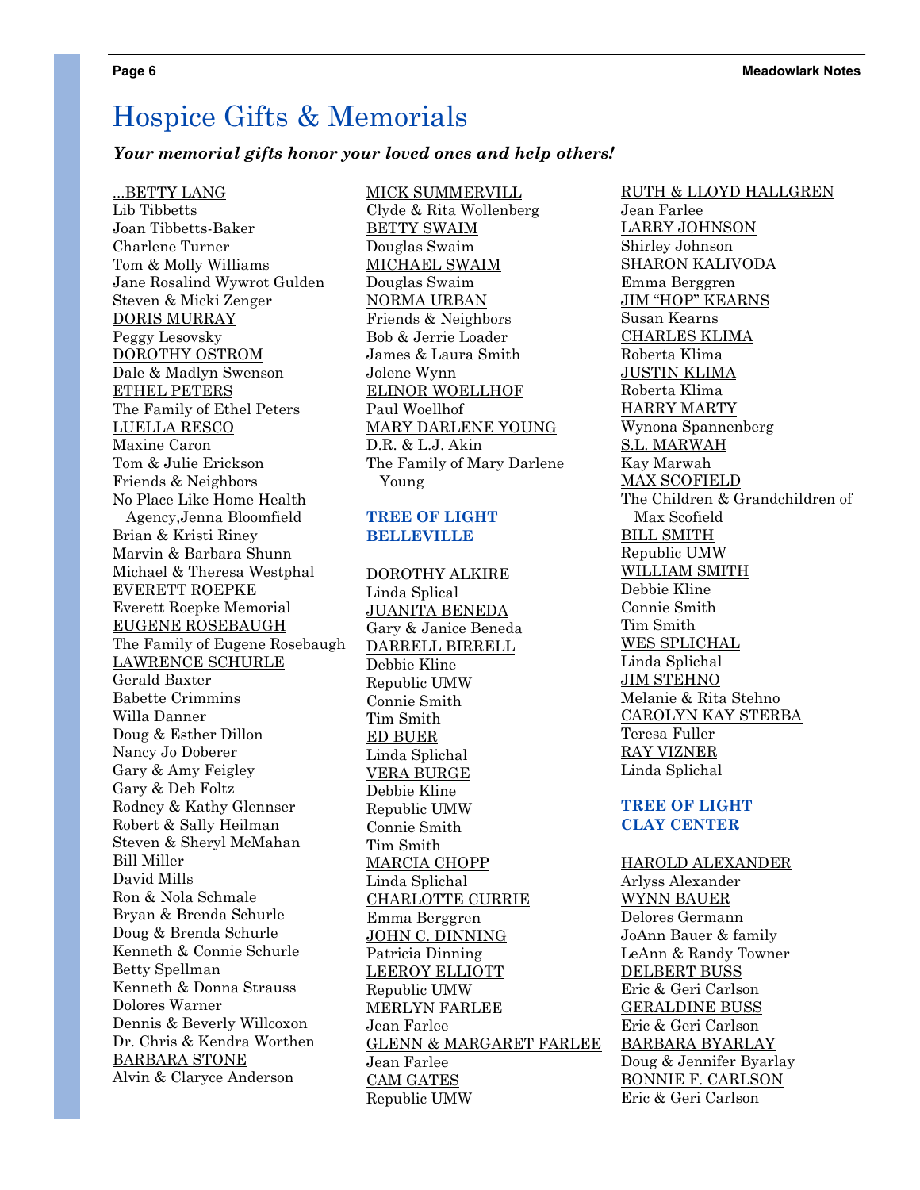# Hospice Gifts & Memorials

***Your memorial gifts honor your loved ones and help others!***

...BETTY LANG
Lib Tibbetts
Joan Tibbetts-Baker
Charlene Turner
Tom & Molly Williams
Jane Rosalind Wywrot Gulden
Steven & Micki Zenger

DORIS MURRAY
Peggy Lesovsky

DOROTHY OSTROM
Dale & Madlyn Swenson

ETHEL PETERS
The Family of Ethel Peters

LUELLA RESCO
Maxine Caron
Tom & Julie Erickson
Friends & Neighbors
No Place Like Home Health Agency,Jenna Bloomfield
Brian & Kristi Riney
Marvin & Barbara Shunn
Michael & Theresa Westphal

EVERETT ROEPKE
Everett Roepke Memorial

EUGENE ROSEBAUGH
The Family of Eugene Rosebaugh

LAWRENCE SCHURLE
Gerald Baxter
Babette Crimmins
Willa Danner
Doug & Esther Dillon
Nancy Jo Doberer
Gary & Amy Feigley
Gary & Deb Foltz
Rodney & Kathy Glennser
Robert & Sally Heilman
Steven & Sheryl McMahan
Bill Miller
David Mills
Ron & Nola Schmale
Bryan & Brenda Schurle
Doug & Brenda Schurle
Kenneth & Connie Schurle
Betty Spellman
Kenneth & Donna Strauss
Dolores Warner
Dennis & Beverly Willcoxon
Dr. Chris & Kendra Worthen

BARBARA STONE
Alvin & Claryce Anderson

MICK SUMMERVILL
Clyde & Rita Wollenberg

BETTY SWAIM
Douglas Swaim

MICHAEL SWAIM
Douglas Swaim

NORMA URBAN
Friends & Neighbors
Bob & Jerrie Loader
James & Laura Smith
Jolene Wynn

ELINOR WOELLHOF
Paul Woellhof

MARY DARLENE YOUNG
D.R. & L.J. Akin
The Family of Mary Darlene Young

### TREE OF LIGHT BELLEVILLE

DOROTHY ALKIRE
Linda Splical

JUANITA BENEDA
Gary & Janice Beneda

DARRELL BIRRELL
Debbie Kline
Republic UMW
Connie Smith
Tim Smith

ED BUER
Linda Splichal

VERA BURGE
Debbie Kline
Republic UMW
Connie Smith
Tim Smith

MARCIA CHOPP
Linda Splichal

CHARLOTTE CURRIE
Emma Berggren

JOHN C. DINNING
Patricia Dinning

LEEROY ELLIOTT
Republic UMW

MERLYN FARLEE
Jean Farlee

GLENN & MARGARET FARLEE
Jean Farlee

CAM GATES
Republic UMW

RUTH & LLOYD HALLGREN
Jean Farlee

LARRY JOHNSON
Shirley Johnson

SHARON KALIVODA
Emma Berggren

JIM "HOP" KEARNS
Susan Kearns

CHARLES KLIMA
Roberta Klima

JUSTIN KLIMA
Roberta Klima

HARRY MARTY
Wynona Spannenberg

S.L. MARWAH
Kay Marwah

MAX SCOFIELD
The Children & Grandchildren of Max Scofield

BILL SMITH
Republic UMW

WILLIAM SMITH
Debbie Kline
Connie Smith
Tim Smith

WES SPLICHAL
Linda Splichal

JIM STEHNO
Melanie & Rita Stehno

CAROLYN KAY STERBA
Teresa Fuller

RAY VIZNER
Linda Splichal

### TREE OF LIGHT CLAY CENTER

HAROLD ALEXANDER
Arlyss Alexander

WYNN BAUER
Delores Germann
JoAnn Bauer & family
LeAnn & Randy Towner

DELBERT BUSS
Eric & Geri Carlson

GERALDINE BUSS
Eric & Geri Carlson

BARBARA BYARLAY
Doug & Jennifer Byarlay

BONNIE F. CARLSON
Eric & Geri Carlson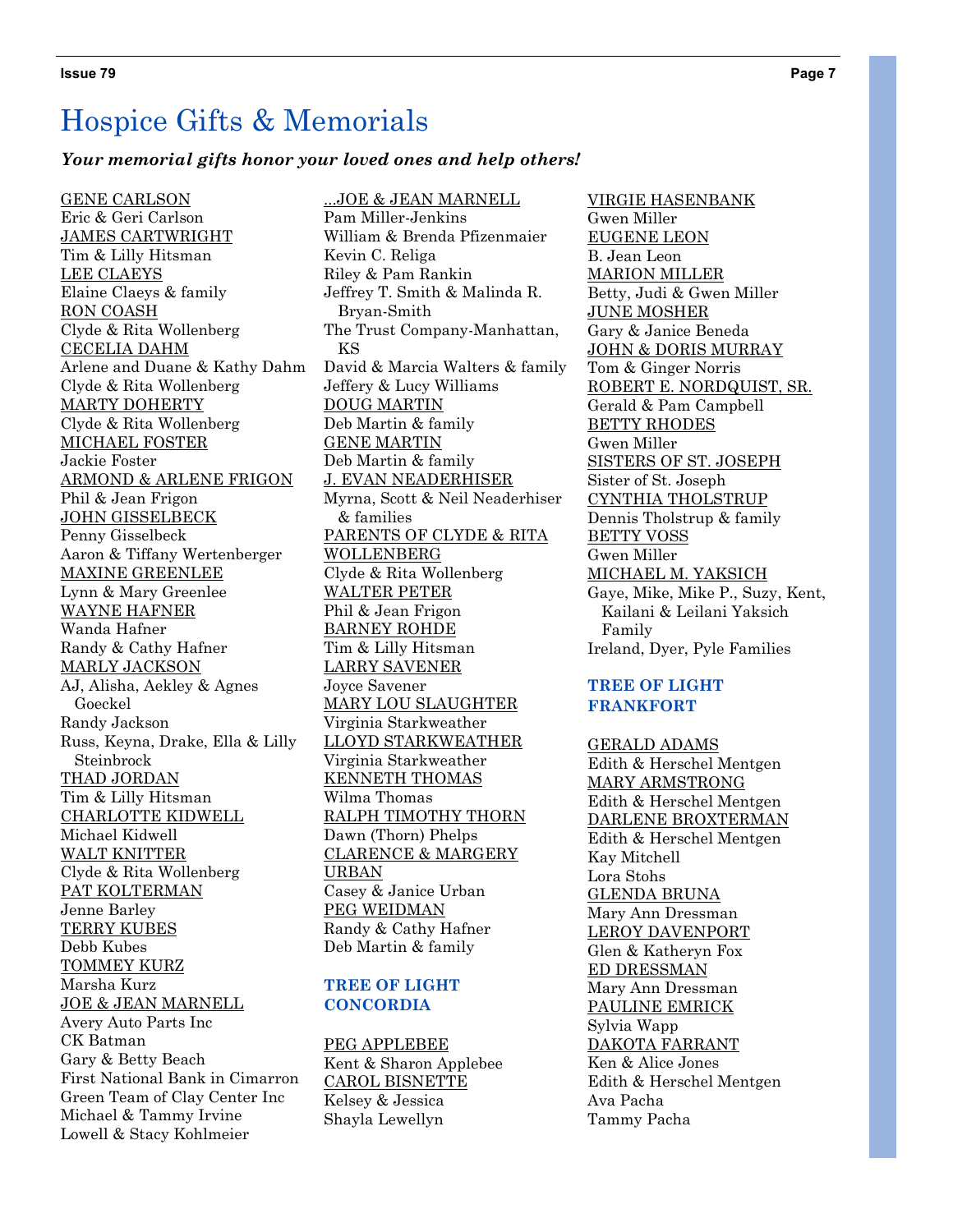# Hospice Gifts & Memorials

***Your memorial gifts honor your loved ones and help others!***

GENE CARLSON
Eric & Geri Carlson
JAMES CARTWRIGHT
Tim & Lilly Hitsman
LEE CLAEYS
Elaine Claeys & family
RON COASH
Clyde & Rita Wollenberg
CECELIA DAHM
Arlene and Duane & Kathy Dahm
Clyde & Rita Wollenberg
MARTY DOHERTY
Clyde & Rita Wollenberg
MICHAEL FOSTER
Jackie Foster
ARMOND & ARLENE FRIGON
Phil & Jean Frigon
JOHN GISSELBECK
Penny Gisselbeck
Aaron & Tiffany Wertenberger
MAXINE GREENLEE
Lynn & Mary Greenlee
WAYNE HAFNER
Wanda Hafner
Randy & Cathy Hafner
MARLY JACKSON
AJ, Alisha, Aekley & Agnes Goeckel
Randy Jackson
Russ, Keyna, Drake, Ella & Lilly Steinbrock
THAD JORDAN
Tim & Lilly Hitsman
CHARLOTTE KIDWELL
Michael Kidwell
WALT KNITTER
Clyde & Rita Wollenberg
PAT KOLTERMAN
Jenne Barley
TERRY KUBES
Debb Kubes
TOMMEY KURZ
Marsha Kurz
JOE & JEAN MARNELL
Avery Auto Parts Inc
CK Batman
Gary & Betty Beach
First National Bank in Cimarron
Green Team of Clay Center Inc
Michael & Tammy Irvine
Lowell & Stacy Kohlmeier

...JOE & JEAN MARNELL
Pam Miller-Jenkins
William & Brenda Pfizenmaier
Kevin C. Religa
Riley & Pam Rankin
Jeffrey T. Smith & Malinda R. Bryan-Smith
The Trust Company-Manhattan, KS
David & Marcia Walters & family
Jeffery & Lucy Williams
DOUG MARTIN
Deb Martin & family
GENE MARTIN
Deb Martin & family
J. EVAN NEADERHISER
Myrna, Scott & Neil Neaderhiser & families
PARENTS OF CLYDE & RITA WOLLENBERG
Clyde & Rita Wollenberg
WALTER PETER
Phil & Jean Frigon
BARNEY ROHDE
Tim & Lilly Hitsman
LARRY SAVENER
Joyce Savener
MARY LOU SLAUGHTER
Virginia Starkweather
LLOYD STARKWEATHER
Virginia Starkweather
KENNETH THOMAS
Wilma Thomas
RALPH TIMOTHY THORN
Dawn (Thorn) Phelps
CLARENCE & MARGERY URBAN
Casey & Janice Urban
PEG WEIDMAN
Randy & Cathy Hafner
Deb Martin & family

VIRGIE HASENBANK
Gwen Miller
EUGENE LEON
B. Jean Leon
MARION MILLER
Betty, Judi & Gwen Miller
JUNE MOSHER
Gary & Janice Beneda
JOHN & DORIS MURRAY
Tom & Ginger Norris
ROBERT E. NORDQUIST, SR.
Gerald & Pam Campbell
BETTY RHODES
Gwen Miller
SISTERS OF ST. JOSEPH
Sister of St. Joseph
CYNTHIA THOLSTRUP
Dennis Tholstrup & family
BETTY VOSS
Gwen Miller
MICHAEL M. YAKSICH
Gaye, Mike, Mike P., Suzy, Kent, Kailani & Leilani Yaksich Family
Ireland, Dyer, Pyle Families

### TREE OF LIGHT CONCORDIA

PEG APPLEBEE
Kent & Sharon Applebee
CAROL BISNETTE
Kelsey & Jessica
Shayla Lewellyn

### TREE OF LIGHT FRANKFORT

GERALD ADAMS
Edith & Herschel Mentgen
MARY ARMSTRONG
Edith & Herschel Mentgen
DARLENE BROXTERMAN
Edith & Herschel Mentgen
Kay Mitchell
Lora Stohs
GLENDA BRUNA
Mary Ann Dressman
LEROY DAVENPORT
Glen & Katheryn Fox
ED DRESSMAN
Mary Ann Dressman
PAULINE EMRICK
Sylvia Wapp
DAKOTA FARRANT
Ken & Alice Jones
Edith & Herschel Mentgen
Ava Pacha
Tammy Pacha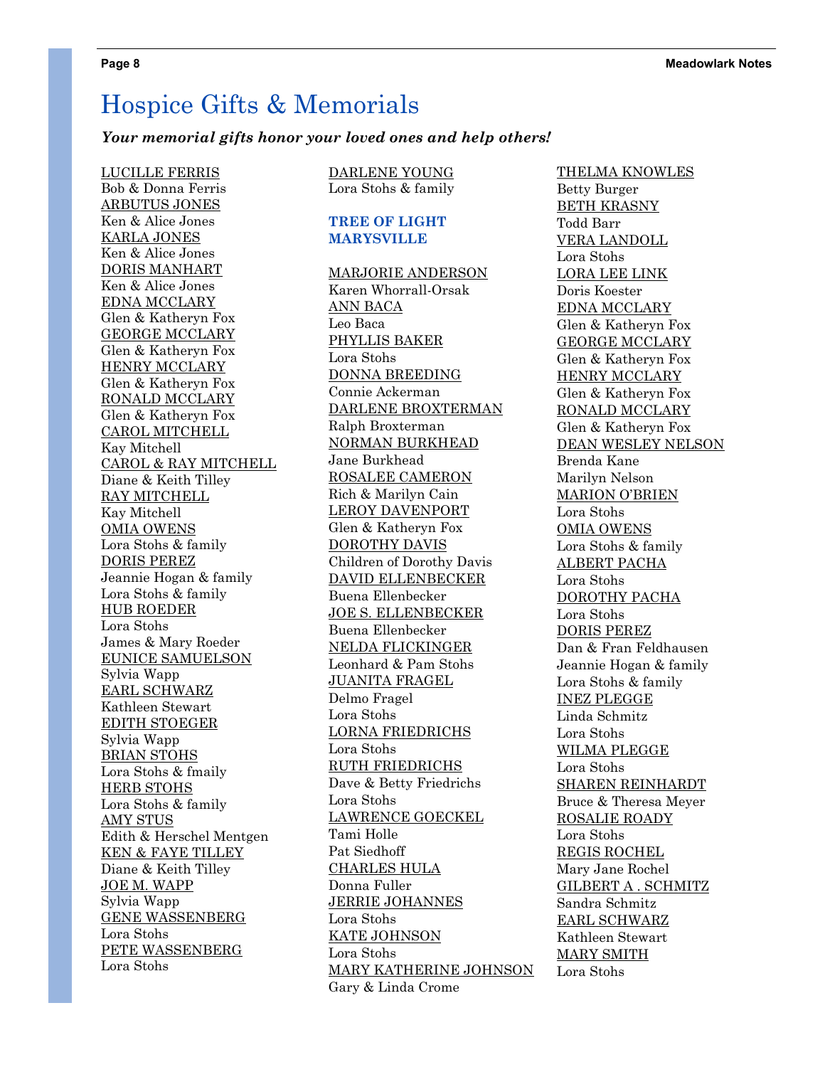# Hospice Gifts & Memorials

***Your memorial gifts honor your loved ones and help others!***

LUCILLE FERRIS
Bob & Donna Ferris
ARBUTUS JONES
Ken & Alice Jones
KARLA JONES
Ken & Alice Jones
DORIS MANHART
Ken & Alice Jones
EDNA MCCLARY
Glen & Katheryn Fox
GEORGE MCCLARY
Glen & Katheryn Fox
HENRY MCCLARY
Glen & Katheryn Fox
RONALD MCCLARY
Glen & Katheryn Fox
CAROL MITCHELL
Kay Mitchell
CAROL & RAY MITCHELL
Diane & Keith Tilley
RAY MITCHELL
Kay Mitchell
OMIA OWENS
Lora Stohs & family
DORIS PEREZ
Jeannie Hogan & family
Lora Stohs & family
HUB ROEDER
Lora Stohs
James & Mary Roeder
EUNICE SAMUELSON
Sylvia Wapp
EARL SCHWARZ
Kathleen Stewart
EDITH STOEGER
Sylvia Wapp
BRIAN STOHS
Lora Stohs & fmaily
HERB STOHS
Lora Stohs & family
AMY STUS
Edith & Herschel Mentgen
KEN & FAYE TILLEY
Diane & Keith Tilley
JOE M. WAPP
Sylvia Wapp
GENE WASSENBERG
Lora Stohs
PETE WASSENBERG
Lora Stohs
DARLENE YOUNG
Lora Stohs & family

### TREE OF LIGHT MARYSVILLE

MARJORIE ANDERSON
Karen Whorrall-Orsak
ANN BACA
Leo Baca
PHYLLIS BAKER
Lora Stohs
DONNA BREEDING
Connie Ackerman
DARLENE BROXTERMAN
Ralph Broxterman
NORMAN BURKHEAD
Jane Burkhead
ROSALEE CAMERON
Rich & Marilyn Cain
LEROY DAVENPORT
Glen & Katheryn Fox
DOROTHY DAVIS
Children of Dorothy Davis
DAVID ELLENBECKER
Buena Ellenbecker
JOE S. ELLENBECKER
Buena Ellenbecker
NELDA FLICKINGER
Leonhard & Pam Stohs
JUANITA FRAGEL
Delmo Fragel
Lora Stohs
LORNA FRIEDRICHS
Lora Stohs
RUTH FRIEDRICHS
Dave & Betty Friedrichs
Lora Stohs
LAWRENCE GOECKEL
Tami Holle
Pat Siedhoff
CHARLES HULA
Donna Fuller
JERRIE JOHANNES
Lora Stohs
KATE JOHNSON
Lora Stohs
MARY KATHERINE JOHNSON
Gary & Linda Crome
THELMA KNOWLES
Betty Burger
BETH KRASNY
Todd Barr
VERA LANDOLL
Lora Stohs
LORA LEE LINK
Doris Koester
EDNA MCCLARY
Glen & Katheryn Fox
GEORGE MCCLARY
Glen & Katheryn Fox
HENRY MCCLARY
Glen & Katheryn Fox
RONALD MCCLARY
Glen & Katheryn Fox
DEAN WESLEY NELSON
Brenda Kane
Marilyn Nelson
MARION O'BRIEN
Lora Stohs
OMIA OWENS
Lora Stohs & family
ALBERT PACHA
Lora Stohs
DOROTHY PACHA
Lora Stohs
DORIS PEREZ
Dan & Fran Feldhausen
Jeannie Hogan & family
Lora Stohs & family
INEZ PLEGGE
Linda Schmitz
Lora Stohs
WILMA PLEGGE
Lora Stohs
SHAREN REINHARDT
Bruce & Theresa Meyer
ROSALIE ROADY
Lora Stohs
REGIS ROCHEL
Mary Jane Rochel
GILBERT A . SCHMITZ
Sandra Schmitz
EARL SCHWARZ
Kathleen Stewart
MARY SMITH
Lora Stohs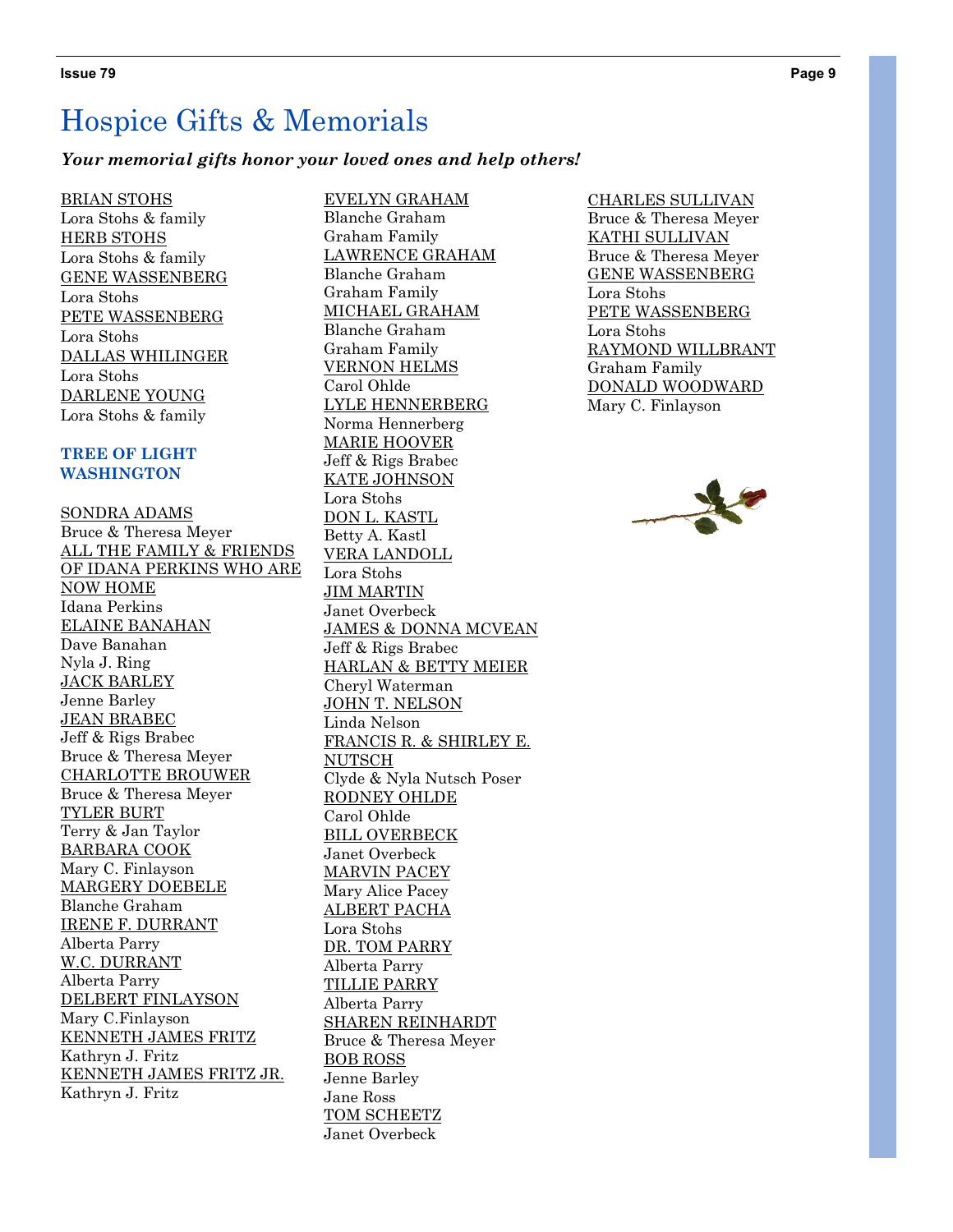# Hospice Gifts & Memorials

***Your memorial gifts honor your loved ones and help others!***

BRIAN STOHS
Lora Stohs & family
HERB STOHS
Lora Stohs & family
GENE WASSENBERG
Lora Stohs
PETE WASSENBERG
Lora Stohs
DALLAS WHILINGER
Lora Stohs
DARLENE YOUNG
Lora Stohs & family

### TREE OF LIGHT WASHINGTON

SONDRA ADAMS
Bruce & Theresa Meyer
ALL THE FAMILY & FRIENDS OF IDANA PERKINS WHO ARE NOW HOME
Idana Perkins
ELAINE BANAHAN
Dave Banahan
Nyla J. Ring
JACK BARLEY
Jenne Barley
JEAN BRABEC
Jeff & Rigs Brabec
Bruce & Theresa Meyer
CHARLOTTE BROUWER
Bruce & Theresa Meyer
TYLER BURT
Terry & Jan Taylor
BARBARA COOK
Mary C. Finlayson
MARGERY DOEBELE
Blanche Graham
IRENE F. DURRANT
Alberta Parry
W.C. DURRANT
Alberta Parry
DELBERT FINLAYSON
Mary C.Finlayson
KENNETH JAMES FRITZ
Kathryn J. Fritz
KENNETH JAMES FRITZ JR.
Kathryn J. Fritz
EVELYN GRAHAM
Blanche Graham
Graham Family
LAWRENCE GRAHAM
Blanche Graham
Graham Family
MICHAEL GRAHAM
Blanche Graham
Graham Family
VERNON HELMS
Carol Ohlde
LYLE HENNERBERG
Norma Hennerberg
MARIE HOOVER
Jeff & Rigs Brabec
KATE JOHNSON
Lora Stohs
DON L. KASTL
Betty A. Kastl
VERA LANDOLL
Lora Stohs
JIM MARTIN
Janet Overbeck
JAMES & DONNA MCVEAN
Jeff & Rigs Brabec
HARLAN & BETTY MEIER
Cheryl Waterman
JOHN T. NELSON
Linda Nelson
FRANCIS R. & SHIRLEY E. NUTSCH
Clyde & Nyla Nutsch Poser
RODNEY OHLDE
Carol Ohlde
BILL OVERBECK
Janet Overbeck
MARVIN PACEY
Mary Alice Pacey
ALBERT PACHA
Lora Stohs
DR. TOM PARRY
Alberta Parry
TILLIE PARRY
Alberta Parry
SHAREN REINHARDT
Bruce & Theresa Meyer
BOB ROSS
Jenne Barley
Jane Ross
TOM SCHEETZ
Janet Overbeck
CHARLES SULLIVAN
Bruce & Theresa Meyer
KATHI SULLIVAN
Bruce & Theresa Meyer
GENE WASSENBERG
Lora Stohs
PETE WASSENBERG
Lora Stohs
RAYMOND WILLBRANT
Graham Family
DONALD WOODWARD
Mary C. Finlayson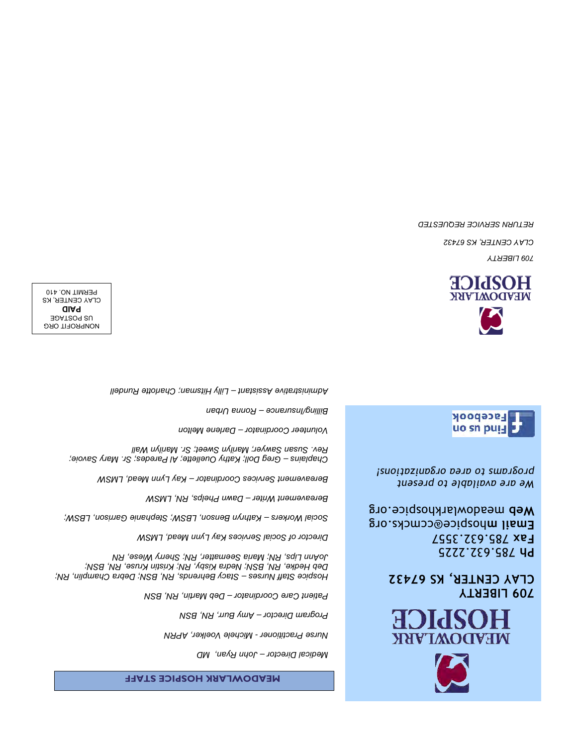## MEADOWLARK HOSPICE STAFF

*Medical Director – John Ryan, MD*

*Nurse Practitioner - Michele Voelker, APRN*

*Program Director – Amy Burr, RN, BSN*

*Patient Care Coordinator – Deb Martin, RN, BSN*

*Hospice Staff Nurses – Stacy Behrends, RN, BSN; Debra Champlin, RN; Deb Hedke, RN, BSN; Nedra Kisby, RN; Kristin Kruse, RN, BSN; JoAnn Lips, RN; Maria Seematter, RN; Sherry Wiese, RN*

*Director of Social Services Kay Lynn Mead, LMSW*

*Social Workers – Kathryn Benson, LBSW; Stephanie Garrison, LBSW;*

*Bereavement Writer – Dawn Phelps, RN, LMSW*

*Bereavement Services Coordinator – Kay Lynn Mead, LMSW*

*Chaplains – Greg Doll; Kathy Ouellette; Al Paredes; Sr. Mary Savoie; Rev. Susan Sawyer; Marilyn Sweet; Sr. Marilyn Wall*

*Volunteer Coordinator – Darlene Melton*

*Billing/Insurance – Ronna Urban*

*Administrative Assistant – Lilly Hitsman; Charlotte Rundell*

MEADOWLARK HOSPICE

**709 LIBERTY**
**CLAY CENTER, KS 67432**

**Ph** 785.632.2225
**Fax** 785.632.3557
**Email** mhospice@ccmcks.org
**Web** meadowlarkhospice.org

*We are available to present programs to area organizations!*

Find us on Facebook

MEADOWLARK HOSPICE

*709 LIBERTY*
*CLAY CENTER, KS 67432*
*RETURN SERVICE REQUESTED*

NONPROFIT ORG
US POSTAGE
**PAID**
CLAY CENTER, KS
PERMIT NO. 410